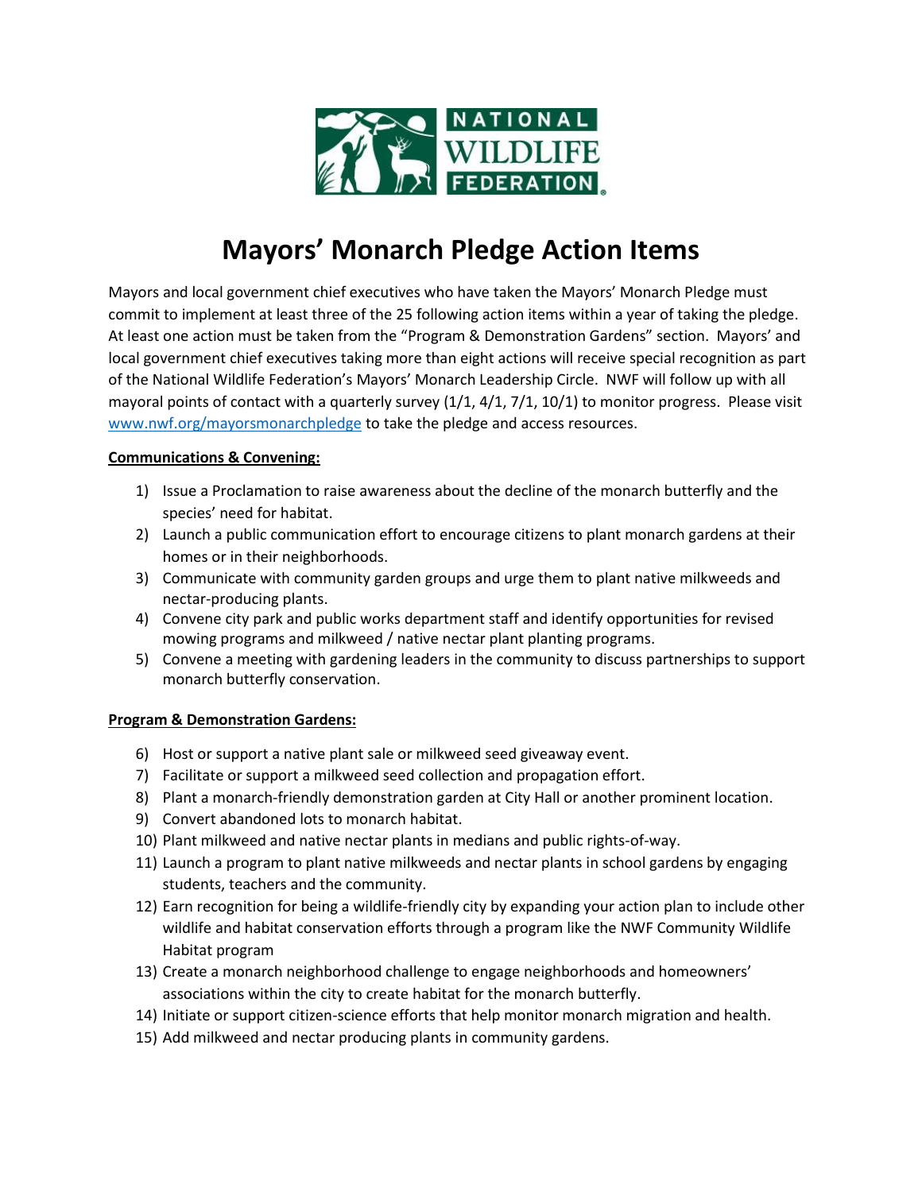# Mayors' Monarch Pledge Action Items

Mayors and local government chief executives who have taken the Mayors' Monarch Pledge must commit to implement at least three of the 25 following action items within a year of taking the pledge. At least one action must be taken from the "Program & Demonstration Gardens" section. Mayors' and local government chief executives taking more than eight actions will receive special recognition as part of the National Wildlife Federation's Mayors' Monarch Leadership Circle. NWF will follow up with all mayoral points of contact with a quarterly survey (1/1, 4/1, 7/1, 10/1) to monitor progress. Please visit [www.nwf.org/mayorsmonarchpledge](http://www.nwf.org/mayorsmonarchpledge) to take the pledge and access resources.

**Communications & Convening:**

1) Issue a Proclamation to raise awareness about the decline of the monarch butterfly and the species' need for habitat.
2) Launch a public communication effort to encourage citizens to plant monarch gardens at their homes or in their neighborhoods.
3) Communicate with community garden groups and urge them to plant native milkweeds and nectar-producing plants.
4) Convene city park and public works department staff and identify opportunities for revised mowing programs and milkweed / native nectar plant planting programs.
5) Convene a meeting with gardening leaders in the community to discuss partnerships to support monarch butterfly conservation.

**Program & Demonstration Gardens:**

6) Host or support a native plant sale or milkweed seed giveaway event.
7) Facilitate or support a milkweed seed collection and propagation effort.
8) Plant a monarch-friendly demonstration garden at City Hall or another prominent location.
9) Convert abandoned lots to monarch habitat.
10) Plant milkweed and native nectar plants in medians and public rights-of-way.
11) Launch a program to plant native milkweeds and nectar plants in school gardens by engaging students, teachers and the community.
12) Earn recognition for being a wildlife-friendly city by expanding your action plan to include other wildlife and habitat conservation efforts through a program like the NWF Community Wildlife Habitat program
13) Create a monarch neighborhood challenge to engage neighborhoods and homeowners' associations within the city to create habitat for the monarch butterfly.
14) Initiate or support citizen-science efforts that help monitor monarch migration and health.
15) Add milkweed and nectar producing plants in community gardens.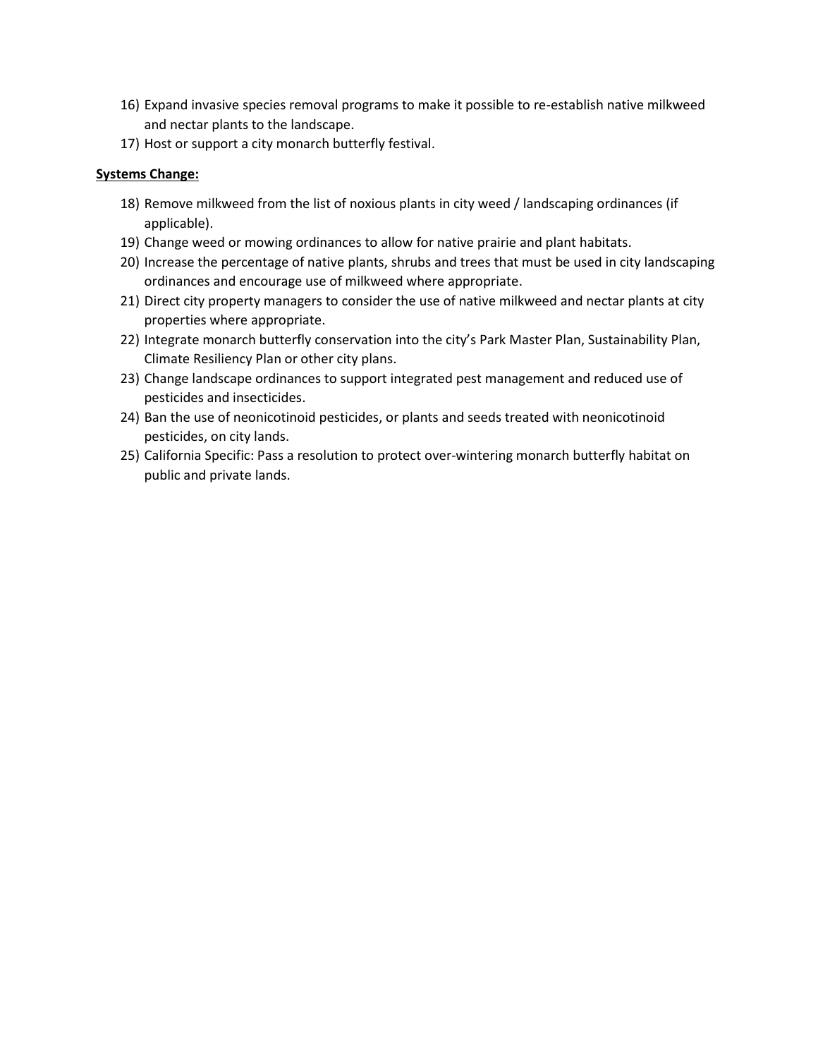16) Expand invasive species removal programs to make it possible to re-establish native milkweed and nectar plants to the landscape.
17) Host or support a city monarch butterfly festival.

**Systems Change:**

18) Remove milkweed from the list of noxious plants in city weed / landscaping ordinances (if applicable).
19) Change weed or mowing ordinances to allow for native prairie and plant habitats.
20) Increase the percentage of native plants, shrubs and trees that must be used in city landscaping ordinances and encourage use of milkweed where appropriate.
21) Direct city property managers to consider the use of native milkweed and nectar plants at city properties where appropriate.
22) Integrate monarch butterfly conservation into the city's Park Master Plan, Sustainability Plan, Climate Resiliency Plan or other city plans.
23) Change landscape ordinances to support integrated pest management and reduced use of pesticides and insecticides.
24) Ban the use of neonicotinoid pesticides, or plants and seeds treated with neonicotinoid pesticides, on city lands.
25) California Specific: Pass a resolution to protect over-wintering monarch butterfly habitat on public and private lands.